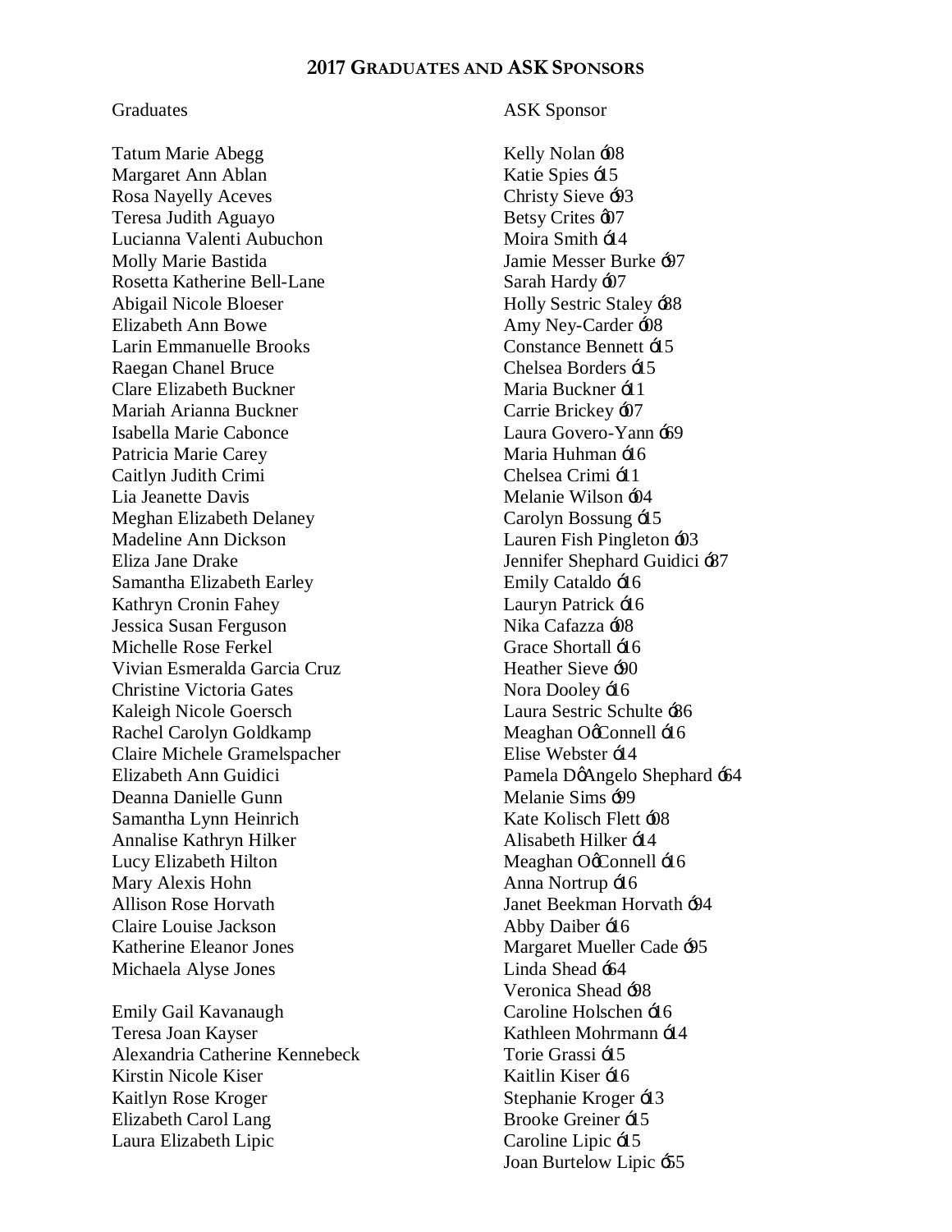## 2017 Graduates and ASK Sponsors

| Graduates | ASK Sponsor |
|---|---|
| Tatum Marie Abegg | Kelly Nolan ó08 |
| Margaret Ann Ablan | Katie Spies ó15 |
| Rosa Nayelly Aceves | Christy Sieve ó93 |
| Teresa Judith Aguayo | Betsy Crites ô07 |
| Lucianna Valenti Aubuchon | Moira Smith ó14 |
| Molly Marie Bastida | Jamie Messer Burke ó97 |
| Rosetta Katherine Bell-Lane | Sarah Hardy ó07 |
| Abigail Nicole Bloeser | Holly Sestric Staley ó88 |
| Elizabeth Ann Bowe | Amy Ney-Carder ó08 |
| Larin Emmanuelle Brooks | Constance Bennett ó15 |
| Raegan Chanel Bruce | Chelsea Borders ó15 |
| Clare Elizabeth Buckner | Maria Buckner ó11 |
| Mariah Arianna Buckner | Carrie Brickey ó07 |
| Isabella Marie Cabonce | Laura Govero-Yann ó69 |
| Patricia Marie Carey | Maria Huhman ó16 |
| Caitlyn Judith Crimi | Chelsea Crimi ó11 |
| Lia Jeanette Davis | Melanie Wilson ó04 |
| Meghan Elizabeth Delaney | Carolyn Bossung ó15 |
| Madeline Ann Dickson | Lauren Fish Pingleton ó03 |
| Eliza Jane Drake | Jennifer Shephard Guidici ó87 |
| Samantha Elizabeth Earley | Emily Cataldo ó16 |
| Kathryn Cronin Fahey | Lauryn Patrick ó16 |
| Jessica Susan Ferguson | Nika Cafazza ó08 |
| Michelle Rose Ferkel | Grace Shortall ó16 |
| Vivian Esmeralda Garcia Cruz | Heather Sieve ó90 |
| Christine Victoria Gates | Nora Dooley ó16 |
| Kaleigh Nicole Goersch | Laura Sestric Schulte ó86 |
| Rachel Carolyn Goldkamp | Meaghan OôConnell ó16 |
| Claire Michele Gramelspacher | Elise Webster ó14 |
| Elizabeth Ann Guidici | Pamela DôAngelo Shephard ó64 |
| Deanna Danielle Gunn | Melanie Sims ó99 |
| Samantha Lynn Heinrich | Kate Kolisch Flett ó08 |
| Annalise Kathryn Hilker | Alisabeth Hilker ó14 |
| Lucy Elizabeth Hilton | Meaghan OôConnell ó16 |
| Mary Alexis Hohn | Anna Nortrup ó16 |
| Allison Rose Horvath | Janet Beekman Horvath ó94 |
| Claire Louise Jackson | Abby Daiber ó16 |
| Katherine Eleanor Jones | Margaret Mueller Cade ó95 |
| Michaela Alyse Jones | Linda Shead ó64 |
| | Veronica Shead ó98 |
| Emily Gail Kavanaugh | Caroline Holschen ó16 |
| Teresa Joan Kayser | Kathleen Mohrmann ó14 |
| Alexandria Catherine Kennebeck | Torie Grassi ó15 |
| Kirstin Nicole Kiser | Kaitlin Kiser ó16 |
| Kaitlyn Rose Kroger | Stephanie Kroger ó13 |
| Elizabeth Carol Lang | Brooke Greiner ó15 |
| Laura Elizabeth Lipic | Caroline Lipic ó15 |
| | Joan Burtelow Lipic ó55 |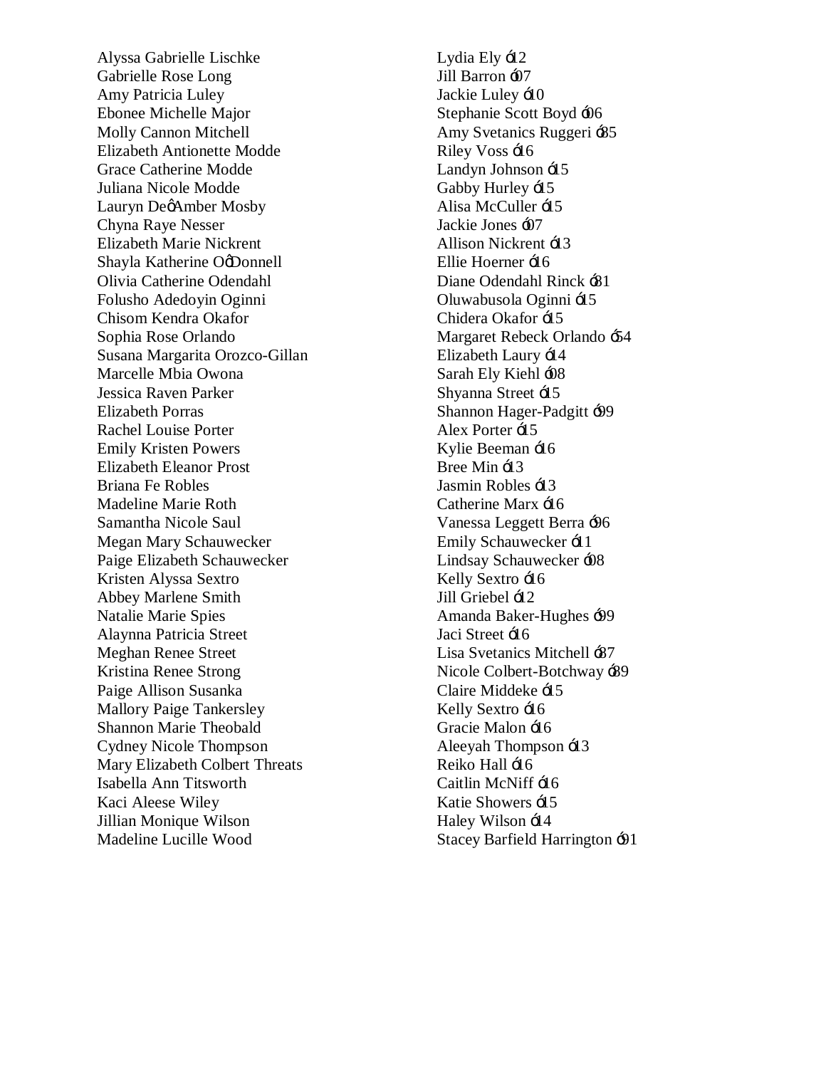| | |
|---|---|
| Alyssa Gabrielle Lischke | Lydia Ely ó12 |
| Gabrielle Rose Long | Jill Barron ó07 |
| Amy Patricia Luley | Jackie Luley ó10 |
| Ebonee Michelle Major | Stephanie Scott Boyd ó06 |
| Molly Cannon Mitchell | Amy Svetanics Ruggeri ó85 |
| Elizabeth Antionette Modde | Riley Voss ó16 |
| Grace Catherine Modde | Landyn Johnson ó15 |
| Juliana Nicole Modde | Gabby Hurley ó15 |
| Lauryn DeÕAmber Mosby | Alisa McCuller ó15 |
| Chyna Raye Nesser | Jackie Jones ó07 |
| Elizabeth Marie Nickrent | Allison Nickrent ó13 |
| Shayla Katherine OÕDonnell | Ellie Hoerner ó16 |
| Olivia Catherine Odendahl | Diane Odendahl Rinck ó81 |
| Folusho Adedoyin Oginni | Oluwabusola Oginni ó15 |
| Chisom Kendra Okafor | Chidera Okafor ó15 |
| Sophia Rose Orlando | Margaret Rebeck Orlando ó54 |
| Susana Margarita Orozco-Gillan | Elizabeth Laury ó14 |
| Marcelle Mbia Owona | Sarah Ely Kiehl ó08 |
| Jessica Raven Parker | Shyanna Street ó15 |
| Elizabeth Porras | Shannon Hager-Padgitt ó99 |
| Rachel Louise Porter | Alex Porter ó15 |
| Emily Kristen Powers | Kylie Beeman ó16 |
| Elizabeth Eleanor Prost | Bree Min ó13 |
| Briana Fe Robles | Jasmin Robles ó13 |
| Madeline Marie Roth | Catherine Marx ó16 |
| Samantha Nicole Saul | Vanessa Leggett Berra ó96 |
| Megan Mary Schauwecker | Emily Schauwecker ó11 |
| Paige Elizabeth Schauwecker | Lindsay Schauwecker ó08 |
| Kristen Alyssa Sextro | Kelly Sextro ó16 |
| Abbey Marlene Smith | Jill Griebel ó12 |
| Natalie Marie Spies | Amanda Baker-Hughes ó99 |
| Alaynna Patricia Street | Jaci Street ó16 |
| Meghan Renee Street | Lisa Svetanics Mitchell ó87 |
| Kristina Renee Strong | Nicole Colbert-Botchway ó89 |
| Paige Allison Susanka | Claire Middeke ó15 |
| Mallory Paige Tankersley | Kelly Sextro ó16 |
| Shannon Marie Theobald | Gracie Malon ó16 |
| Cydney Nicole Thompson | Aleeyah Thompson ó13 |
| Mary Elizabeth Colbert Threats | Reiko Hall ó16 |
| Isabella Ann Titsworth | Caitlin McNiff ó16 |
| Kaci Aleese Wiley | Katie Showers ó15 |
| Jillian Monique Wilson | Haley Wilson ó14 |
| Madeline Lucille Wood | Stacey Barfield Harrington ó91 |